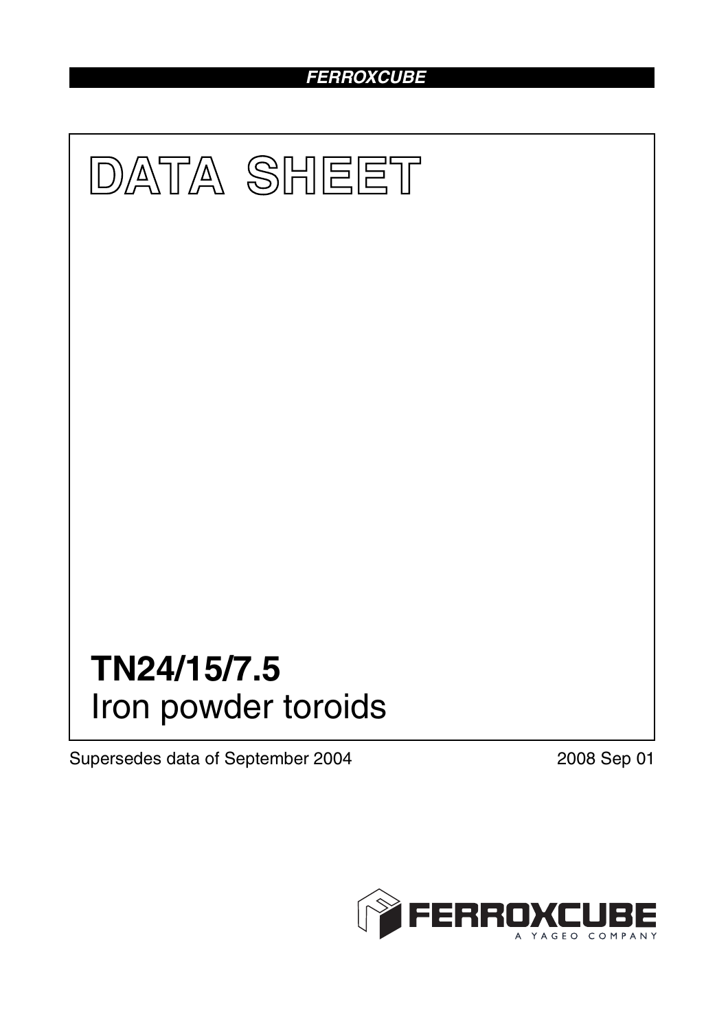FERROXCUBE

# DATA SHEET

# TN24/15/7.5

Iron powder toroids

Supersedes data of September 2004

2008 Sep 01

FERROXCUBE
A YAGEO COMPANY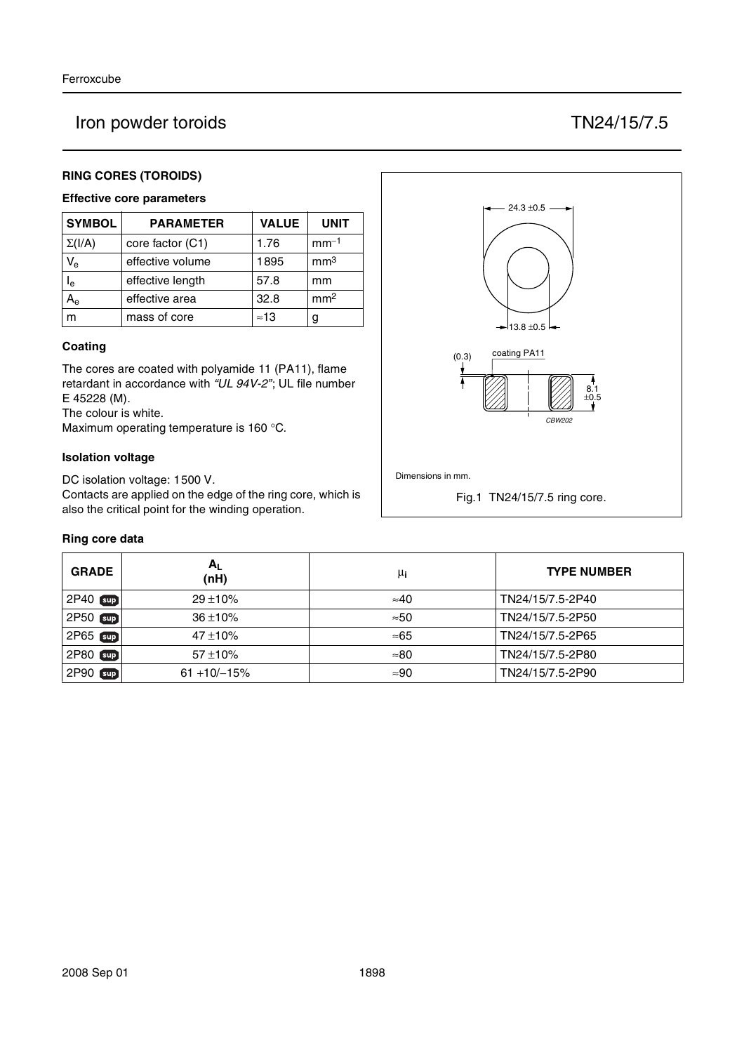# Iron powder toroids TN24/15/7.5

## RING CORES (TOROIDS)

### Effective core parameters

| SYMBOL | PARAMETER | VALUE | UNIT |
|---|---|---|---|
| $\Sigma(l/A)$ | core factor (C1) | 1.76 | $mm^{-1}$ |
| $V_e$ | effective volume | 1895 | $mm^3$ |
| $l_e$ | effective length | 57.8 | mm |
| $A_e$ | effective area | 32.8 | $mm^2$ |
| m | mass of core | ≈13 | g |

### Coating

The cores are coated with polyamide 11 (PA11), flame retardant in accordance with *"UL 94V-2"*; UL file number E 45228 (M).
The colour is white.
Maximum operating temperature is 160 °C.

### Isolation voltage

DC isolation voltage: 1500 V.
Contacts are applied on the edge of the ring core, which is also the critical point for the winding operation.

24.3 ±0.5

13.8 ±0.5

(0.3) coating PA11

8.1 ±0.5

CBW202

Dimensions in mm.

Fig.1 TN24/15/7.5 ring core.

### Ring core data

| GRADE | $A_L$ (nH) | $\mu_i$ | TYPE NUMBER |
|---|---|---|---|
| 2P40 sup | 29 ±10% | ≈40 | TN24/15/7.5-2P40 |
| 2P50 sup | 36 ±10% | ≈50 | TN24/15/7.5-2P50 |
| 2P65 sup | 47 ±10% | ≈65 | TN24/15/7.5-2P65 |
| 2P80 sup | 57 ±10% | ≈80 | TN24/15/7.5-2P80 |
| 2P90 sup | 61 +10/−15% | ≈90 | TN24/15/7.5-2P90 |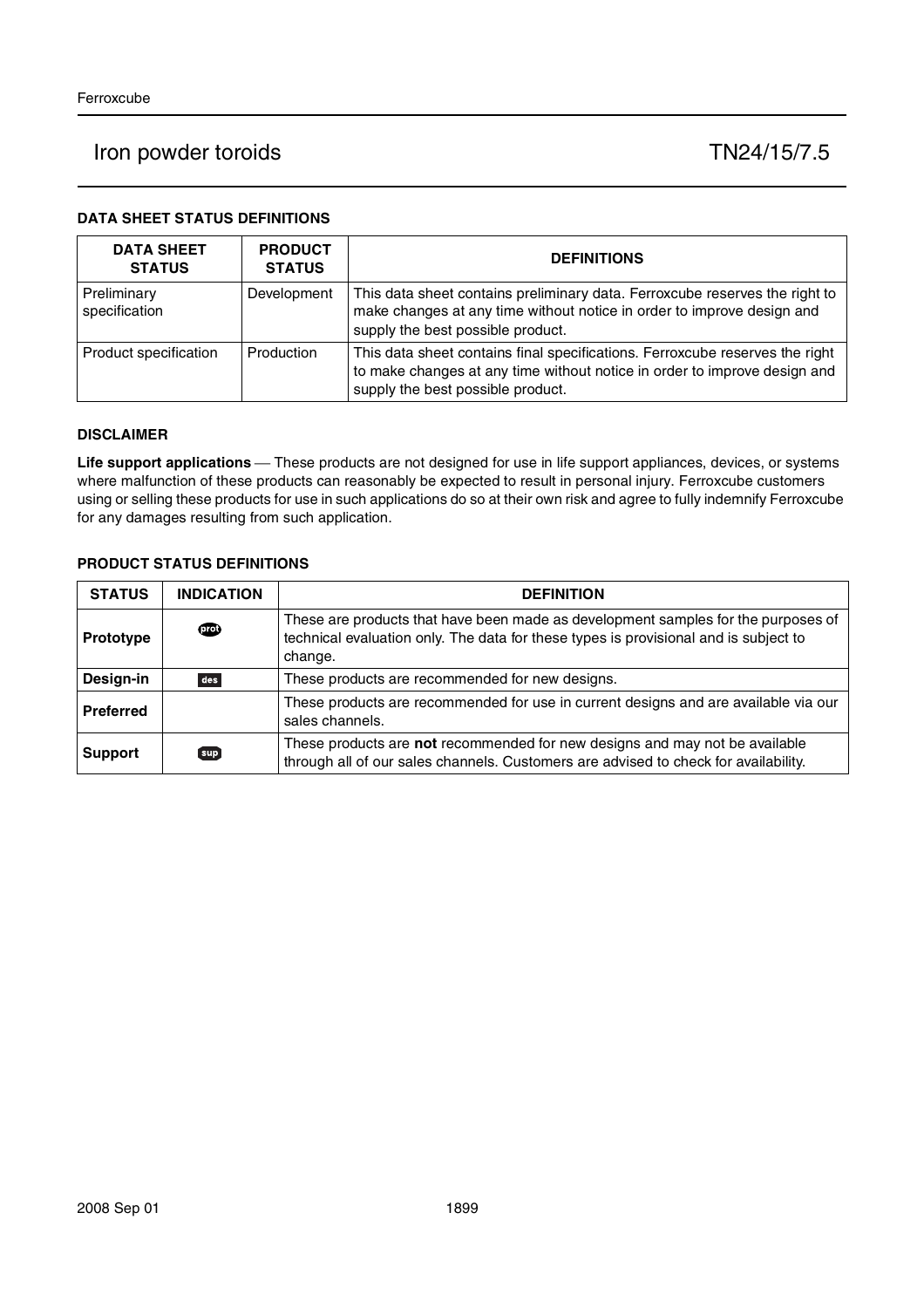## DATA SHEET STATUS DEFINITIONS

| DATA SHEET STATUS | PRODUCT STATUS | DEFINITIONS |
|---|---|---|
| Preliminary specification | Development | This data sheet contains preliminary data. Ferroxcube reserves the right to make changes at any time without notice in order to improve design and supply the best possible product. |
| Product specification | Production | This data sheet contains final specifications. Ferroxcube reserves the right to make changes at any time without notice in order to improve design and supply the best possible product. |

## DISCLAIMER

**Life support applications** — These products are not designed for use in life support appliances, devices, or systems where malfunction of these products can reasonably be expected to result in personal injury. Ferroxcube customers using or selling these products for use in such applications do so at their own risk and agree to fully indemnify Ferroxcube for any damages resulting from such application.

## PRODUCT STATUS DEFINITIONS

| STATUS | INDICATION | DEFINITION |
|---|---|---|
| **Prototype** | prot | These are products that have been made as development samples for the purposes of technical evaluation only. The data for these types is provisional and is subject to change. |
| **Design-in** | des | These products are recommended for new designs. |
| **Preferred** | | These products are recommended for use in current designs and are available via our sales channels. |
| **Support** | sup | These products are **not** recommended for new designs and may not be available through all of our sales channels. Customers are advised to check for availability. |